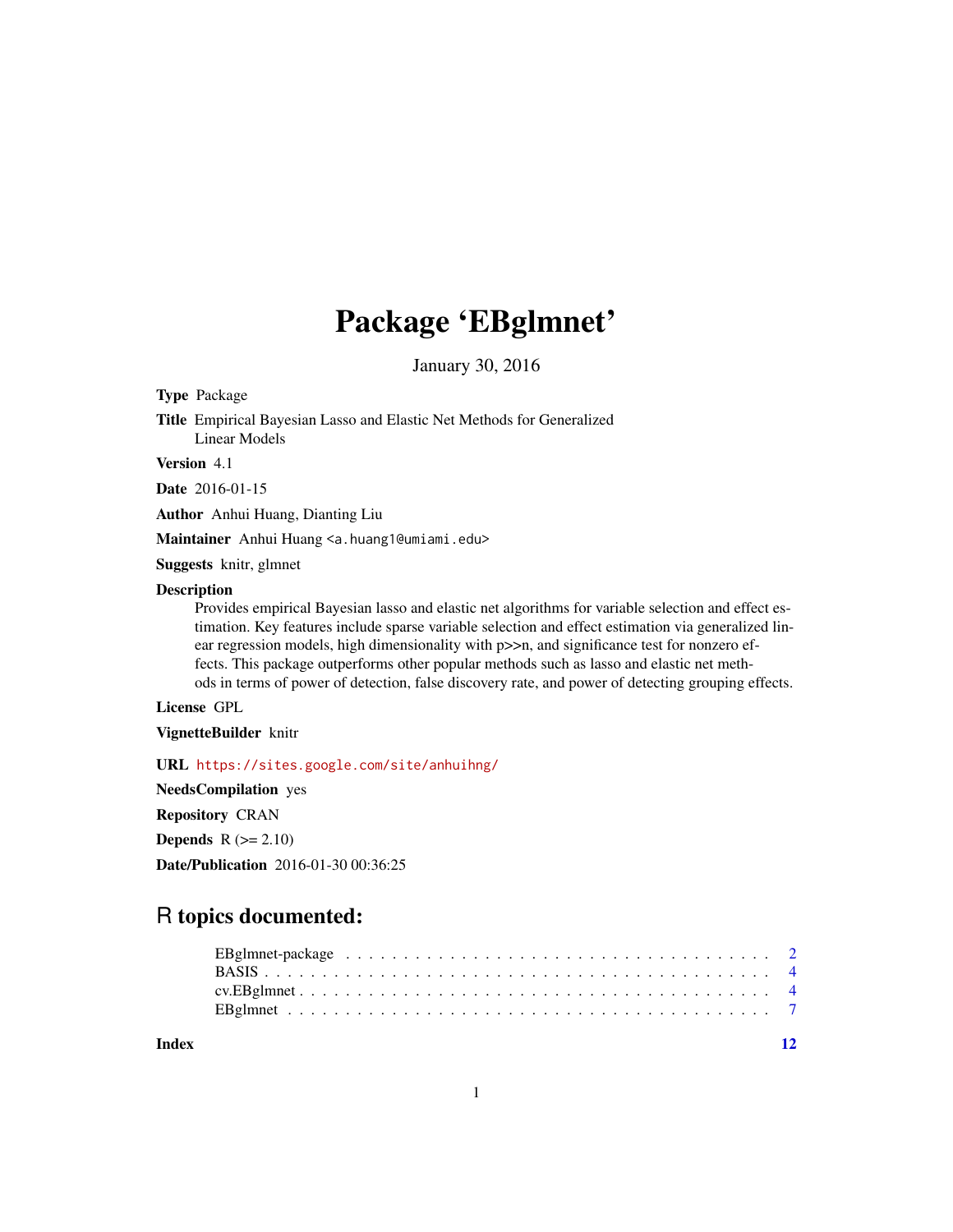# Package 'EBglmnet'

January 30, 2016

**Type** Package

**Title** Empirical Bayesian Lasso and Elastic Net Methods for Generalized Linear Models

**Version** 4.1

**Date** 2016-01-15

**Author** Anhui Huang, Dianting Liu

**Maintainer** Anhui Huang <a.huang1@umiami.edu>

**Suggests** knitr, glmnet

**Description**
Provides empirical Bayesian lasso and elastic net algorithms for variable selection and effect estimation. Key features include sparse variable selection and effect estimation via generalized linear regression models, high dimensionality with p>>n, and significance test for nonzero effects. This package outperforms other popular methods such as lasso and elastic net methods in terms of power of detection, false discovery rate, and power of detecting grouping effects.

**License** GPL

**VignetteBuilder** knitr

**URL** https://sites.google.com/site/anhuihng/

**NeedsCompilation** yes

**Repository** CRAN

**Depends** R (>= 2.10)

**Date/Publication** 2016-01-30 00:36:25

## R topics documented:

- EBglmnet-package . . . . . . . . . . . . . . . . . . . . . . . . . . . . . . . . . . 2
- BASIS . . . . . . . . . . . . . . . . . . . . . . . . . . . . . . . . . . . . . . . . 4
- cv.EBglmnet . . . . . . . . . . . . . . . . . . . . . . . . . . . . . . . . . . . . . 4
- EBglmnet . . . . . . . . . . . . . . . . . . . . . . . . . . . . . . . . . . . . . . 7

**Index** 12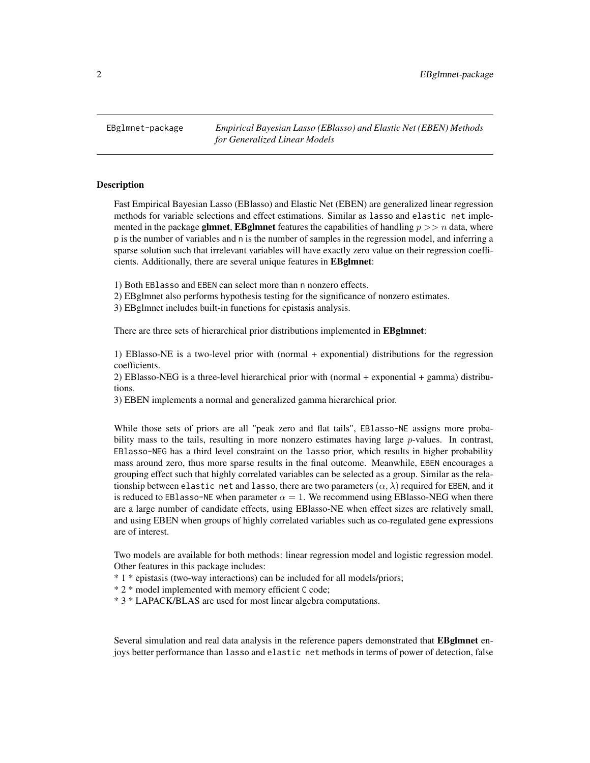EBglmnet-package — *Empirical Bayesian Lasso (EBlasso) and Elastic Net (EBEN) Methods for Generalized Linear Models*

## Description

Fast Empirical Bayesian Lasso (EBlasso) and Elastic Net (EBEN) are generalized linear regression methods for variable selections and effect estimations. Similar as lasso and elastic net implemented in the package **glmnet**, **EBglmnet** features the capabilities of handling $p >> n$ data, where p is the number of variables and n is the number of samples in the regression model, and inferring a sparse solution such that irrelevant variables will have exactly zero value on their regression coefficients. Additionally, there are several unique features in **EBglmnet**:

1) Both EBlasso and EBEN can select more than n nonzero effects.
2) EBglmnet also performs hypothesis testing for the significance of nonzero estimates.
3) EBglmnet includes built-in functions for epistasis analysis.

There are three sets of hierarchical prior distributions implemented in **EBglmnet**:

1) EBlasso-NE is a two-level prior with (normal + exponential) distributions for the regression coefficients.
2) EBlasso-NEG is a three-level hierarchical prior with (normal + exponential + gamma) distributions.
3) EBEN implements a normal and generalized gamma hierarchical prior.

While those sets of priors are all "peak zero and flat tails", EBlasso-NE assigns more probability mass to the tails, resulting in more nonzero estimates having large $p$-values. In contrast, EBlasso-NEG has a third level constraint on the lasso prior, which results in higher probability mass around zero, thus more sparse results in the final outcome. Meanwhile, EBEN encourages a grouping effect such that highly correlated variables can be selected as a group. Similar as the relationship between elastic net and lasso, there are two parameters $(\alpha, \lambda)$ required for EBEN, and it is reduced to EBlasso-NE when parameter $\alpha = 1$. We recommend using EBlasso-NEG when there are a large number of candidate effects, using EBlasso-NE when effect sizes are relatively small, and using EBEN when groups of highly correlated variables such as co-regulated gene expressions are of interest.

Two models are available for both methods: linear regression model and logistic regression model. Other features in this package includes:
* 1 * epistasis (two-way interactions) can be included for all models/priors;
* 2 * model implemented with memory efficient C code;
* 3 * LAPACK/BLAS are used for most linear algebra computations.

Several simulation and real data analysis in the reference papers demonstrated that **EBglmnet** enjoys better performance than lasso and elastic net methods in terms of power of detection, false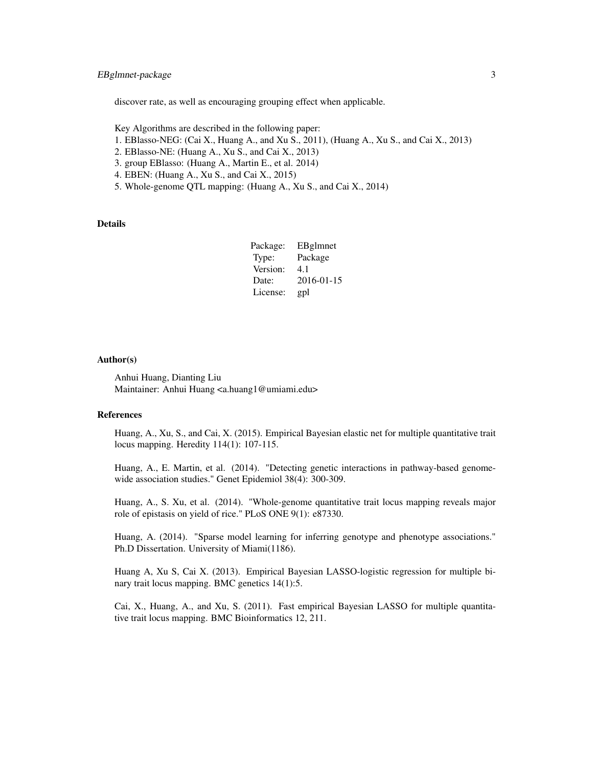discover rate, as well as encouraging grouping effect when applicable.

Key Algorithms are described in the following paper:
1. EBlasso-NEG: (Cai X., Huang A., and Xu S., 2011), (Huang A., Xu S., and Cai X., 2013)
2. EBlasso-NE: (Huang A., Xu S., and Cai X., 2013)
3. group EBlasso: (Huang A., Martin E., et al. 2014)
4. EBEN: (Huang A., Xu S., and Cai X., 2015)
5. Whole-genome QTL mapping: (Huang A., Xu S., and Cai X., 2014)

## Details

| | |
|---|---|
| Package: | EBglmnet |
| Type: | Package |
| Version: | 4.1 |
| Date: | 2016-01-15 |
| License: | gpl |

## Author(s)

Anhui Huang, Dianting Liu
Maintainer: Anhui Huang <a.huang1@umiami.edu>

## References

Huang, A., Xu, S., and Cai, X. (2015). Empirical Bayesian elastic net for multiple quantitative trait locus mapping. Heredity 114(1): 107-115.

Huang, A., E. Martin, et al. (2014). "Detecting genetic interactions in pathway-based genome-wide association studies." Genet Epidemiol 38(4): 300-309.

Huang, A., S. Xu, et al. (2014). "Whole-genome quantitative trait locus mapping reveals major role of epistasis on yield of rice." PLoS ONE 9(1): e87330.

Huang, A. (2014). "Sparse model learning for inferring genotype and phenotype associations." Ph.D Dissertation. University of Miami(1186).

Huang A, Xu S, Cai X. (2013). Empirical Bayesian LASSO-logistic regression for multiple binary trait locus mapping. BMC genetics 14(1):5.

Cai, X., Huang, A., and Xu, S. (2011). Fast empirical Bayesian LASSO for multiple quantitative trait locus mapping. BMC Bioinformatics 12, 211.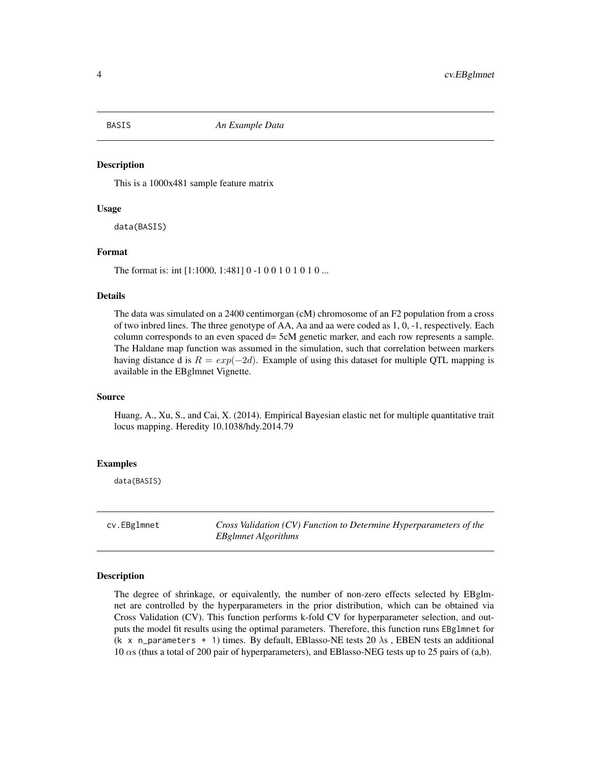## BASIS — *An Example Data*

### Description

This is a 1000x481 sample feature matrix

### Usage

```
data(BASIS)
```

### Format

The format is: int [1:1000, 1:481] 0 -1 0 0 1 0 1 0 1 0 ...

### Details

The data was simulated on a 2400 centimorgan (cM) chromosome of an F2 population from a cross of two inbred lines. The three genotype of AA, Aa and aa were coded as 1, 0, -1, respectively. Each column corresponds to an even spaced d= 5cM genetic marker, and each row represents a sample. The Haldane map function was assumed in the simulation, such that correlation between markers having distance d is $R = exp(-2d)$. Example of using this dataset for multiple QTL mapping is available in the EBglmnet Vignette.

### Source

Huang, A., Xu, S., and Cai, X. (2014). Empirical Bayesian elastic net for multiple quantitative trait locus mapping. Heredity 10.1038/hdy.2014.79

### Examples

```
data(BASIS)
```

## cv.EBglmnet — *Cross Validation (CV) Function to Determine Hyperparameters of the EBglmnet Algorithms*

### Description

The degree of shrinkage, or equivalently, the number of non-zero effects selected by EBglmnet are controlled by the hyperparameters in the prior distribution, which can be obtained via Cross Validation (CV). This function performs k-fold CV for hyperparameter selection, and outputs the model fit results using the optimal parameters. Therefore, this function runs `EBglmnet` for (`k x n_parameters + 1`) times. By default, EBlasso-NE tests 20 $\lambda$s , EBEN tests an additional 10 $\alpha$s (thus a total of 200 pair of hyperparameters), and EBlasso-NEG tests up to 25 pairs of (a,b).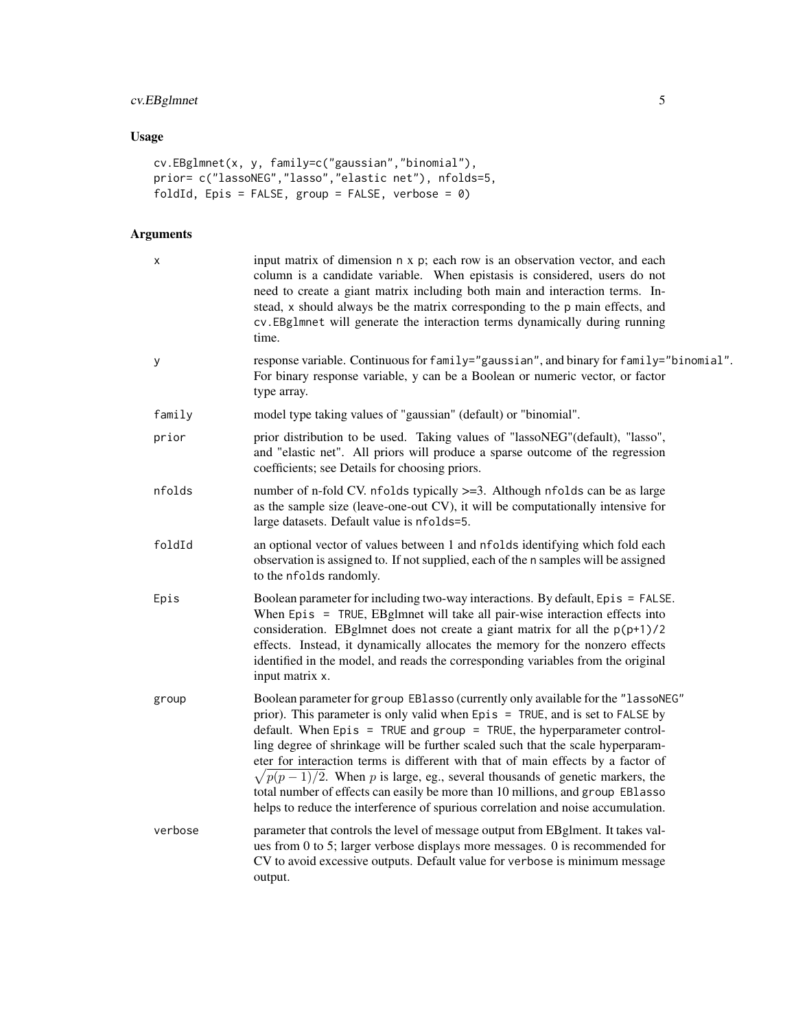## Usage

```
cv.EBglmnet(x, y, family=c("gaussian","binomial"),
prior= c("lassoNEG","lasso","elastic net"), nfolds=5,
foldId, Epis = FALSE, group = FALSE, verbose = 0)
```

## Arguments

| | |
|---|---|
| x | input matrix of dimension n x p; each row is an observation vector, and each column is a candidate variable. When epistasis is considered, users do not need to create a giant matrix including both main and interaction terms. Instead, x should always be the matrix corresponding to the p main effects, and cv.EBglmnet will generate the interaction terms dynamically during running time. |
| y | response variable. Continuous for family="gaussian", and binary for family="binomial". For binary response variable, y can be a Boolean or numeric vector, or factor type array. |
| family | model type taking values of "gaussian" (default) or "binomial". |
| prior | prior distribution to be used. Taking values of "lassoNEG"(default), "lasso", and "elastic net". All priors will produce a sparse outcome of the regression coefficients; see Details for choosing priors. |
| nfolds | number of n-fold CV. nfolds typically >=3. Although nfolds can be as large as the sample size (leave-one-out CV), it will be computationally intensive for large datasets. Default value is nfolds=5. |
| foldId | an optional vector of values between 1 and nfolds identifying which fold each observation is assigned to. If not supplied, each of the n samples will be assigned to the nfolds randomly. |
| Epis | Boolean parameter for including two-way interactions. By default, Epis = FALSE. When Epis = TRUE, EBglmnet will take all pair-wise interaction effects into consideration. EBglmnet does not create a giant matrix for all the p(p+1)/2 effects. Instead, it dynamically allocates the memory for the nonzero effects identified in the model, and reads the corresponding variables from the original input matrix x. |
| group | Boolean parameter for group EBlasso (currently only available for the "lassoNEG" prior). This parameter is only valid when Epis = TRUE, and is set to FALSE by default. When Epis = TRUE and group = TRUE, the hyperparameter controlling degree of shrinkage will be further scaled such that the scale hyperparameter for interaction terms is different with that of main effects by a factor of $\sqrt{p(p-1)/2}$. When $p$ is large, eg., several thousands of genetic markers, the total number of effects can easily be more than 10 millions, and group EBlasso helps to reduce the interference of spurious correlation and noise accumulation. |
| verbose | parameter that controls the level of message output from EBglment. It takes values from 0 to 5; larger verbose displays more messages. 0 is recommended for CV to avoid excessive outputs. Default value for verbose is minimum message output. |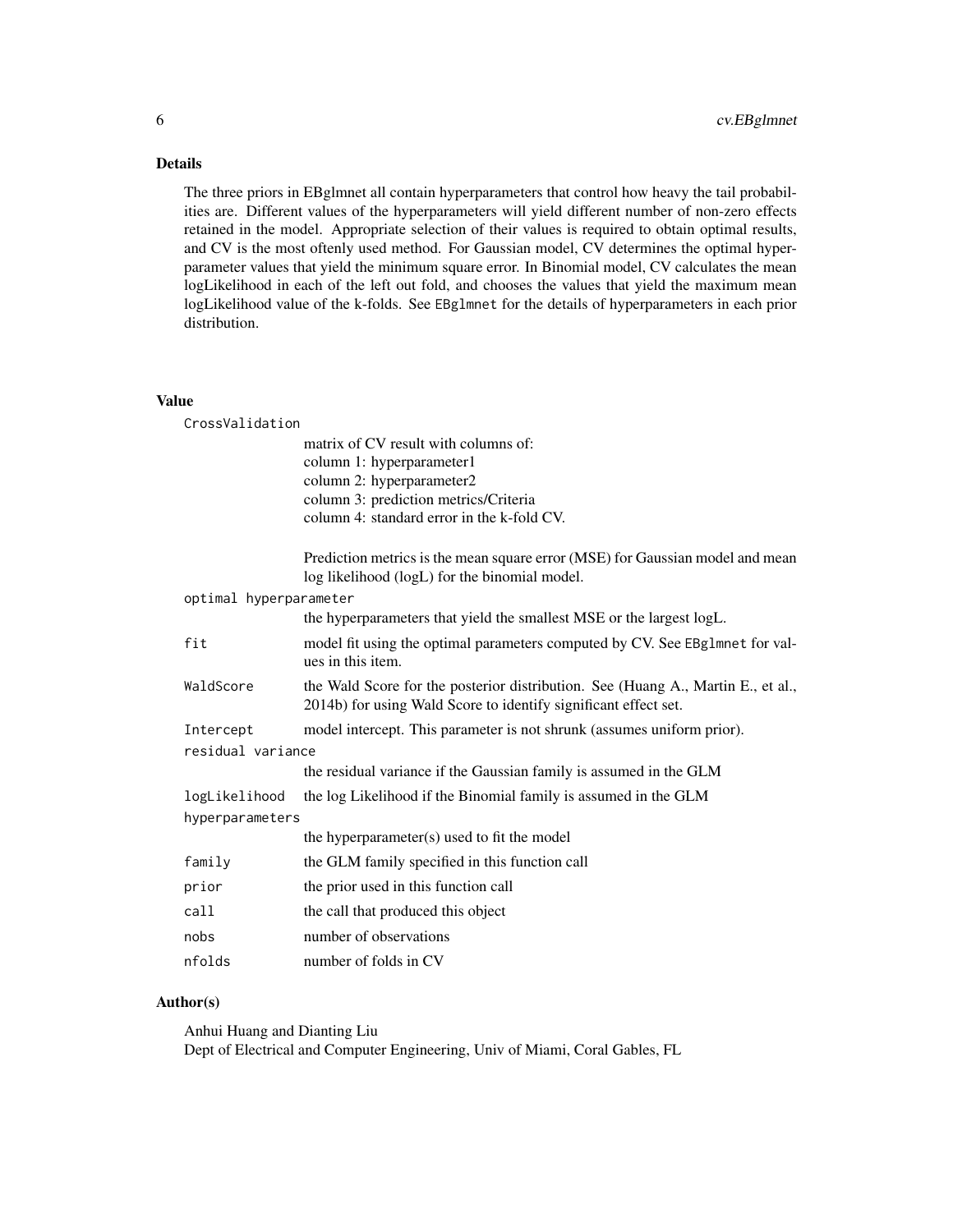## Details

The three priors in EBglmnet all contain hyperparameters that control how heavy the tail probabilities are. Different values of the hyperparameters will yield different number of non-zero effects retained in the model. Appropriate selection of their values is required to obtain optimal results, and CV is the most oftenly used method. For Gaussian model, CV determines the optimal hyperparameter values that yield the minimum square error. In Binomial model, CV calculates the mean logLikelihood in each of the left out fold, and chooses the values that yield the maximum mean logLikelihood value of the k-folds. See `EBglmnet` for the details of hyperparameters in each prior distribution.

## Value

`CrossValidation`
: matrix of CV result with columns of:
  column 1: hyperparameter1
  column 2: hyperparameter2
  column 3: prediction metrics/Criteria
  column 4: standard error in the k-fold CV.

  Prediction metrics is the mean square error (MSE) for Gaussian model and mean log likelihood (logL) for the binomial model.

`optimal hyperparameter`
: the hyperparameters that yield the smallest MSE or the largest logL.

`fit`
: model fit using the optimal parameters computed by CV. See `EBglmnet` for values in this item.

`WaldScore`
: the Wald Score for the posterior distribution. See (Huang A., Martin E., et al., 2014b) for using Wald Score to identify significant effect set.

`Intercept`
: model intercept. This parameter is not shrunk (assumes uniform prior).

`residual variance`
: the residual variance if the Gaussian family is assumed in the GLM

`logLikelihood`
: the log Likelihood if the Binomial family is assumed in the GLM

`hyperparameters`
: the hyperparameter(s) used to fit the model

`family`
: the GLM family specified in this function call

`prior`
: the prior used in this function call

`call`
: the call that produced this object

`nobs`
: number of observations

`nfolds`
: number of folds in CV

## Author(s)

Anhui Huang and Dianting Liu
Dept of Electrical and Computer Engineering, Univ of Miami, Coral Gables, FL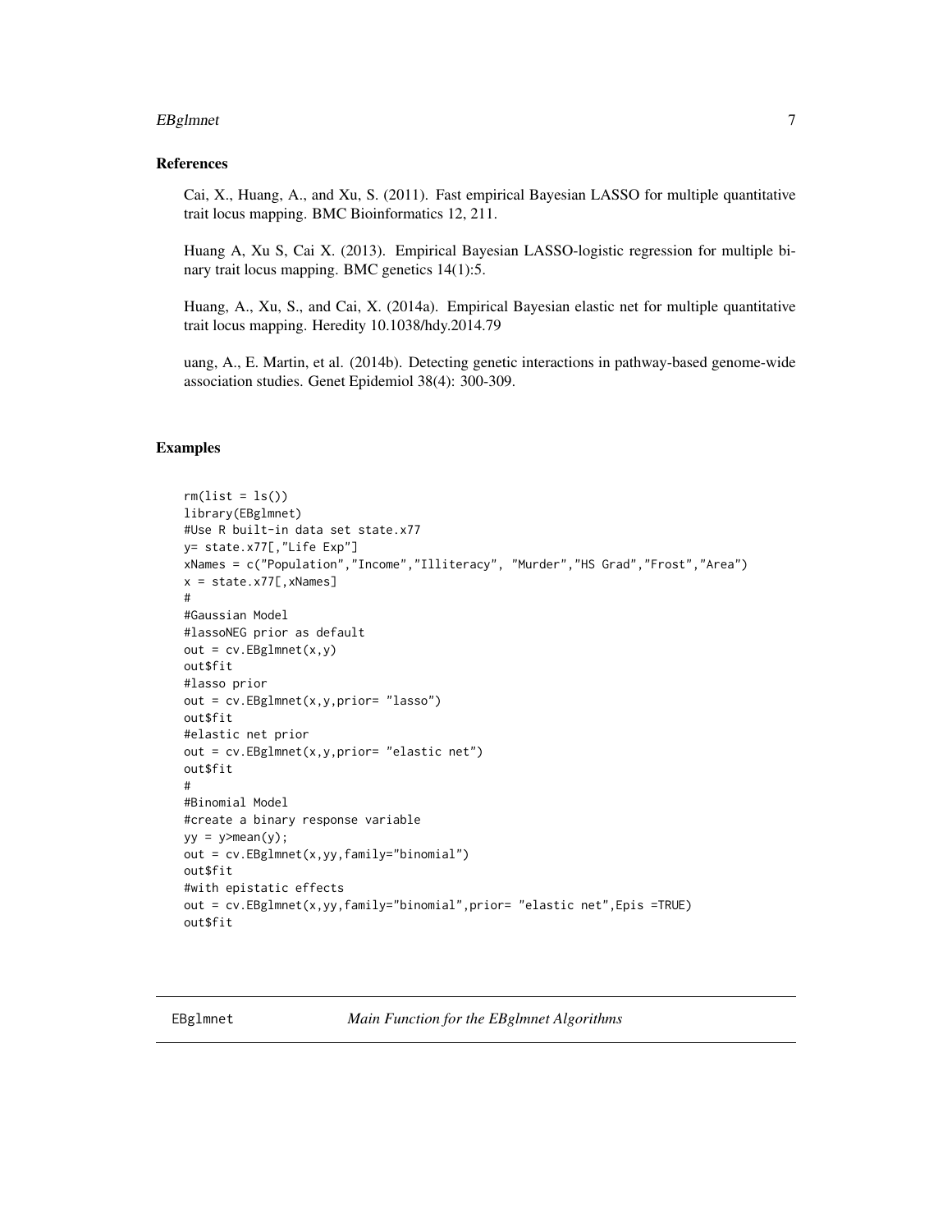## References

Cai, X., Huang, A., and Xu, S. (2011). Fast empirical Bayesian LASSO for multiple quantitative trait locus mapping. BMC Bioinformatics 12, 211.

Huang A, Xu S, Cai X. (2013). Empirical Bayesian LASSO-logistic regression for multiple binary trait locus mapping. BMC genetics 14(1):5.

Huang, A., Xu, S., and Cai, X. (2014a). Empirical Bayesian elastic net for multiple quantitative trait locus mapping. Heredity 10.1038/hdy.2014.79

uang, A., E. Martin, et al. (2014b). Detecting genetic interactions in pathway-based genome-wide association studies. Genet Epidemiol 38(4): 300-309.

## Examples

```
rm(list = ls())
library(EBglmnet)
#Use R built-in data set state.x77
y= state.x77[,"Life Exp"]
xNames = c("Population","Income","Illiteracy", "Murder","HS Grad","Frost","Area")
x = state.x77[,xNames]
#
#Gaussian Model
#lassoNEG prior as default
out = cv.EBglmnet(x,y)
out$fit
#lasso prior
out = cv.EBglmnet(x,y,prior= "lasso")
out$fit
#elastic net prior
out = cv.EBglmnet(x,y,prior= "elastic net")
out$fit
#
#Binomial Model
#create a binary response variable
yy = y>mean(y);
out = cv.EBglmnet(x,yy,family="binomial")
out$fit
#with epistatic effects
out = cv.EBglmnet(x,yy,family="binomial",prior= "elastic net",Epis =TRUE)
out$fit
```

---

EBglmnet *Main Function for the EBglmnet Algorithms*

---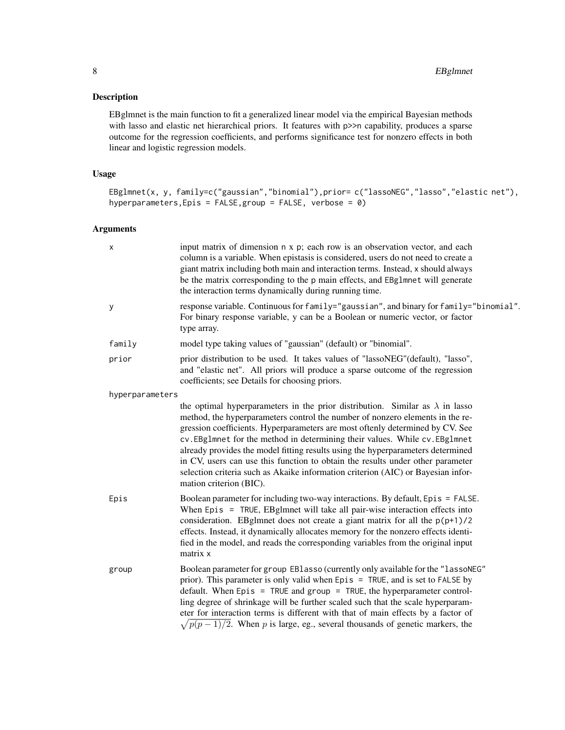## Description

EBglmnet is the main function to fit a generalized linear model via the empirical Bayesian methods with lasso and elastic net hierarchical priors. It features with p>>n capability, produces a sparse outcome for the regression coefficients, and performs significance test for nonzero effects in both linear and logistic regression models.

## Usage

```
EBglmnet(x, y, family=c("gaussian","binomial"),prior= c("lassoNEG","lasso","elastic net"),
hyperparameters,Epis = FALSE,group = FALSE, verbose = 0)
```

## Arguments

**x** input matrix of dimension n x p; each row is an observation vector, and each column is a variable. When epistasis is considered, users do not need to create a giant matrix including both main and interaction terms. Instead, x should always be the matrix corresponding to the p main effects, and EBglmnet will generate the interaction terms dynamically during running time.

**y** response variable. Continuous for family="gaussian", and binary for family="binomial". For binary response variable, y can be a Boolean or numeric vector, or factor type array.

**family** model type taking values of "gaussian" (default) or "binomial".

**prior** prior distribution to be used. It takes values of "lassoNEG"(default), "lasso", and "elastic net". All priors will produce a sparse outcome of the regression coefficients; see Details for choosing priors.

**hyperparameters** the optimal hyperparameters in the prior distribution. Similar as $\lambda$ in lasso method, the hyperparameters control the number of nonzero elements in the regression coefficients. Hyperparameters are most oftenly determined by CV. See cv.EBglmnet for the method in determining their values. While cv.EBglmnet already provides the model fitting results using the hyperparameters determined in CV, users can use this function to obtain the results under other parameter selection criteria such as Akaike information criterion (AIC) or Bayesian information criterion (BIC).

**Epis** Boolean parameter for including two-way interactions. By default, Epis = FALSE. When Epis = TRUE, EBglmnet will take all pair-wise interaction effects into consideration. EBglmnet does not create a giant matrix for all the p(p+1)/2 effects. Instead, it dynamically allocates memory for the nonzero effects identified in the model, and reads the corresponding variables from the original input matrix x

**group** Boolean parameter for group EBlasso (currently only available for the "lassoNEG" prior). This parameter is only valid when Epis = TRUE, and is set to FALSE by default. When Epis = TRUE and group = TRUE, the hyperparameter controlling degree of shrinkage will be further scaled such that the scale hyperparameter for interaction terms is different with that of main effects by a factor of $\sqrt{p(p-1)/2}$. When $p$ is large, eg., several thousands of genetic markers, the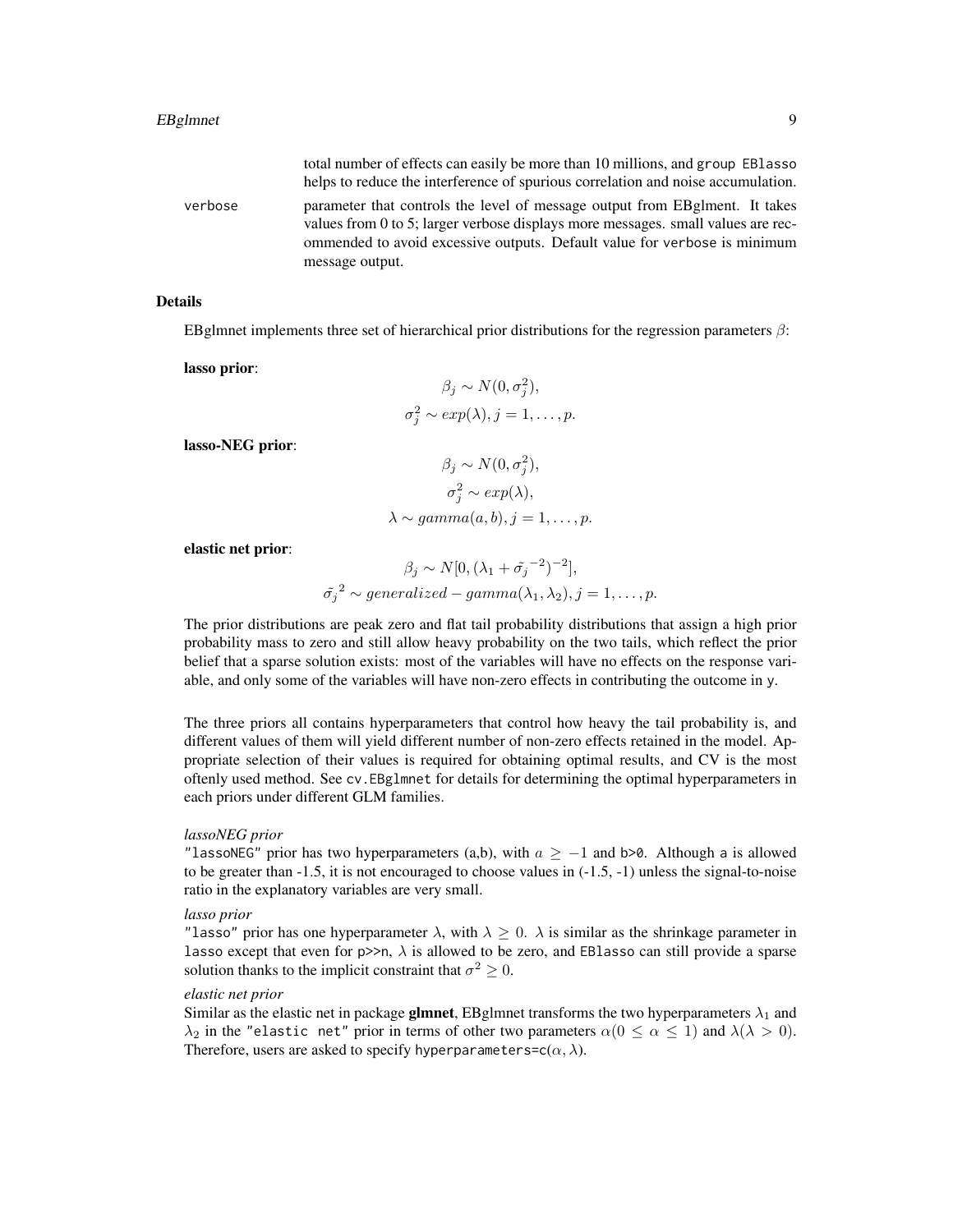total number of effects can easily be more than 10 millions, and `group EBlasso` helps to reduce the interference of spurious correlation and noise accumulation.

`verbose` parameter that controls the level of message output from EBglment. It takes values from 0 to 5; larger verbose displays more messages. small values are recommended to avoid excessive outputs. Default value for `verbose` is minimum message output.

## Details

EBglmnet implements three set of hierarchical prior distributions for the regression parameters $\beta$:

**lasso prior**:

$$\beta_j \sim N(0, \sigma_j^2),$$
$$\sigma_j^2 \sim exp(\lambda), j = 1, \ldots, p.$$

**lasso-NEG prior**:

$$\beta_j \sim N(0, \sigma_j^2),$$
$$\sigma_j^2 \sim exp(\lambda),$$
$$\lambda \sim gamma(a, b), j = 1, \ldots, p.$$

**elastic net prior**:

$$\beta_j \sim N[0, (\lambda_1 + \tilde{\sigma_j}^{-2})^{-2}],$$
$$\tilde{\sigma_j}^2 \sim generalized - gamma(\lambda_1, \lambda_2), j = 1, \ldots, p.$$

The prior distributions are peak zero and flat tail probability distributions that assign a high prior probability mass to zero and still allow heavy probability on the two tails, which reflect the prior belief that a sparse solution exists: most of the variables will have no effects on the response variable, and only some of the variables will have non-zero effects in contributing the outcome in `y`.

The three priors all contains hyperparameters that control how heavy the tail probability is, and different values of them will yield different number of non-zero effects retained in the model. Appropriate selection of their values is required for obtaining optimal results, and CV is the most oftenly used method. See `cv.EBglmnet` for details for determining the optimal hyperparameters in each priors under different GLM families.

*lassoNEG prior*

"`lassoNEG`" prior has two hyperparameters (a,b), with $a \geq -1$ and `b>0`. Although `a` is allowed to be greater than -1.5, it is not encouraged to choose values in (-1.5, -1) unless the signal-to-noise ratio in the explanatory variables are very small.

*lasso prior*

"`lasso`" prior has one hyperparameter $\lambda$, with $\lambda \geq 0$. $\lambda$ is similar as the shrinkage parameter in `lasso` except that even for `p>>n`, $\lambda$ is allowed to be zero, and `EBlasso` can still provide a sparse solution thanks to the implicit constraint that $\sigma^2 \geq 0$.

*elastic net prior*

Similar as the elastic net in package **glmnet**, EBglmnet transforms the two hyperparameters $\lambda_1$ and $\lambda_2$ in the "`elastic net`" prior in terms of other two parameters $\alpha (0 \leq \alpha \leq 1)$ and $\lambda (\lambda > 0)$. Therefore, users are asked to specify `hyperparameters=c(`$\alpha, \lambda$`)`.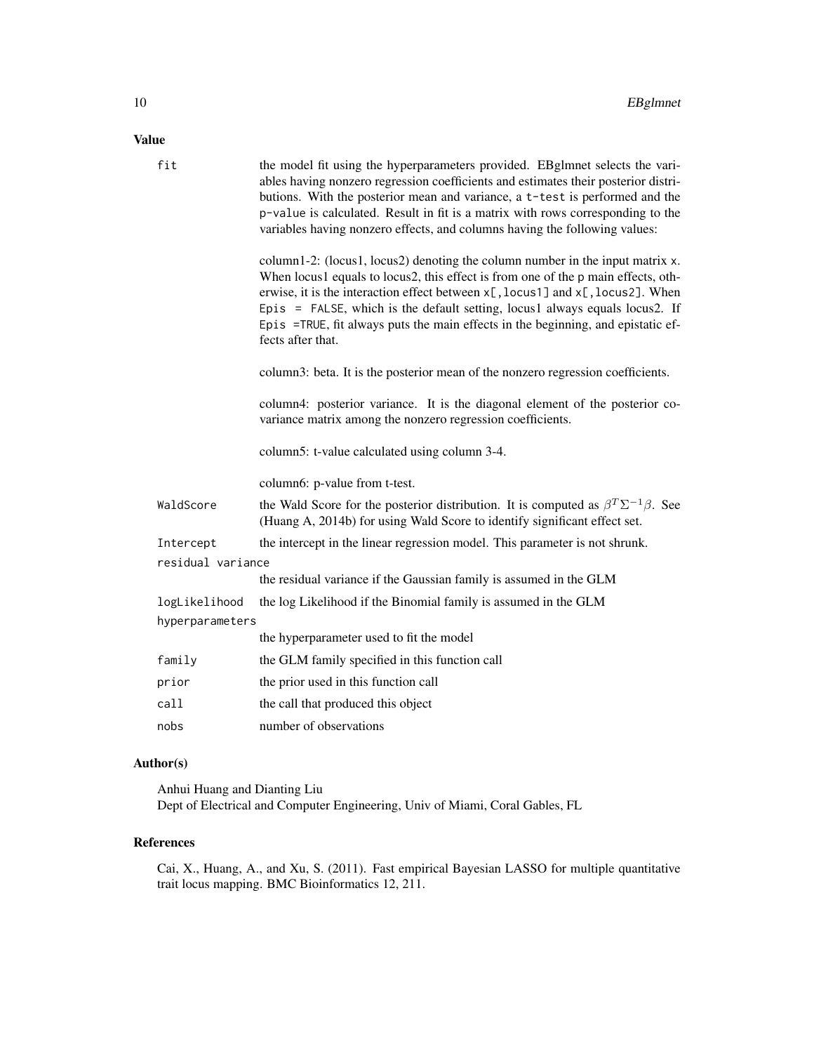## Value

`fit` the model fit using the hyperparameters provided. EBglmnet selects the variables having nonzero regression coefficients and estimates their posterior distributions. With the posterior mean and variance, a `t-test` is performed and the `p-value` is calculated. Result in fit is a matrix with rows corresponding to the variables having nonzero effects, and columns having the following values:

column1-2: (locus1, locus2) denoting the column number in the input matrix `x`. When locus1 equals to locus2, this effect is from one of the `p` main effects, otherwise, it is the interaction effect between `x[,locus1]` and `x[,locus2]`. When `Epis = FALSE`, which is the default setting, locus1 always equals locus2. If `Epis =TRUE`, fit always puts the main effects in the beginning, and epistatic effects after that.

column3: beta. It is the posterior mean of the nonzero regression coefficients.

column4: posterior variance. It is the diagonal element of the posterior covariance matrix among the nonzero regression coefficients.

column5: t-value calculated using column 3-4.

column6: p-value from t-test.

`WaldScore` the Wald Score for the posterior distribution. It is computed as $\beta^T \Sigma^{-1} \beta$. See (Huang A, 2014b) for using Wald Score to identify significant effect set.

`Intercept` the intercept in the linear regression model. This parameter is not shrunk.

`residual variance` the residual variance if the Gaussian family is assumed in the GLM

`logLikelihood` the log Likelihood if the Binomial family is assumed in the GLM

`hyperparameters` the hyperparameter used to fit the model

`family` the GLM family specified in this function call

`prior` the prior used in this function call

`call` the call that produced this object

`nobs` number of observations

## Author(s)

Anhui Huang and Dianting Liu
Dept of Electrical and Computer Engineering, Univ of Miami, Coral Gables, FL

## References

Cai, X., Huang, A., and Xu, S. (2011). Fast empirical Bayesian LASSO for multiple quantitative trait locus mapping. BMC Bioinformatics 12, 211.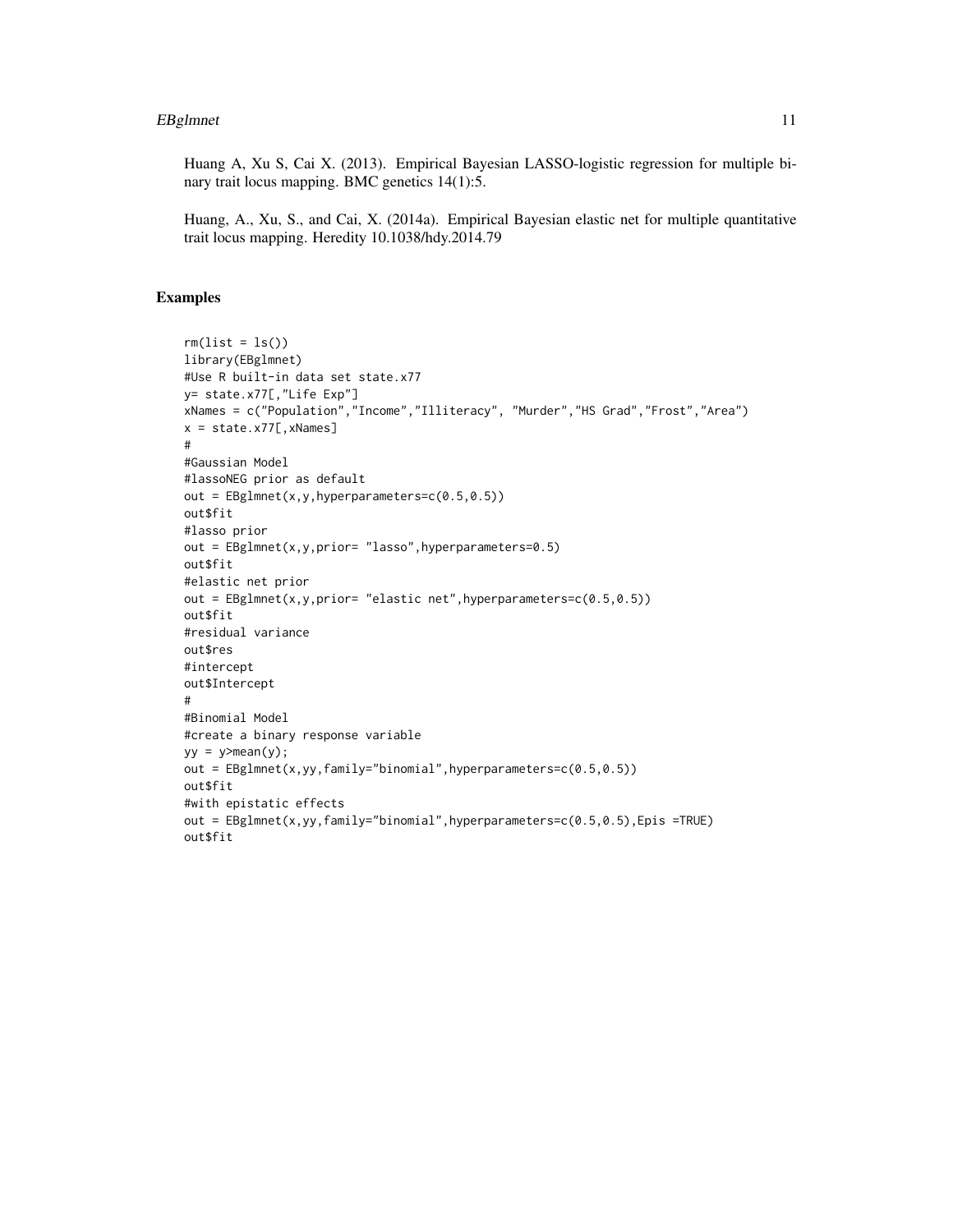Huang A, Xu S, Cai X. (2013). Empirical Bayesian LASSO-logistic regression for multiple binary trait locus mapping. BMC genetics 14(1):5.

Huang, A., Xu, S., and Cai, X. (2014a). Empirical Bayesian elastic net for multiple quantitative trait locus mapping. Heredity 10.1038/hdy.2014.79

## Examples

```
rm(list = ls())
library(EBglmnet)
#Use R built-in data set state.x77
y= state.x77[,"Life Exp"]
xNames = c("Population","Income","Illiteracy", "Murder","HS Grad","Frost","Area")
x = state.x77[,xNames]
#
#Gaussian Model
#lassoNEG prior as default
out = EBglmnet(x,y,hyperparameters=c(0.5,0.5))
out$fit
#lasso prior
out = EBglmnet(x,y,prior= "lasso",hyperparameters=0.5)
out$fit
#elastic net prior
out = EBglmnet(x,y,prior= "elastic net",hyperparameters=c(0.5,0.5))
out$fit
#residual variance
out$res
#intercept
out$Intercept
#
#Binomial Model
#create a binary response variable
yy = y>mean(y);
out = EBglmnet(x,yy,family="binomial",hyperparameters=c(0.5,0.5))
out$fit
#with epistatic effects
out = EBglmnet(x,yy,family="binomial",hyperparameters=c(0.5,0.5),Epis =TRUE)
out$fit
```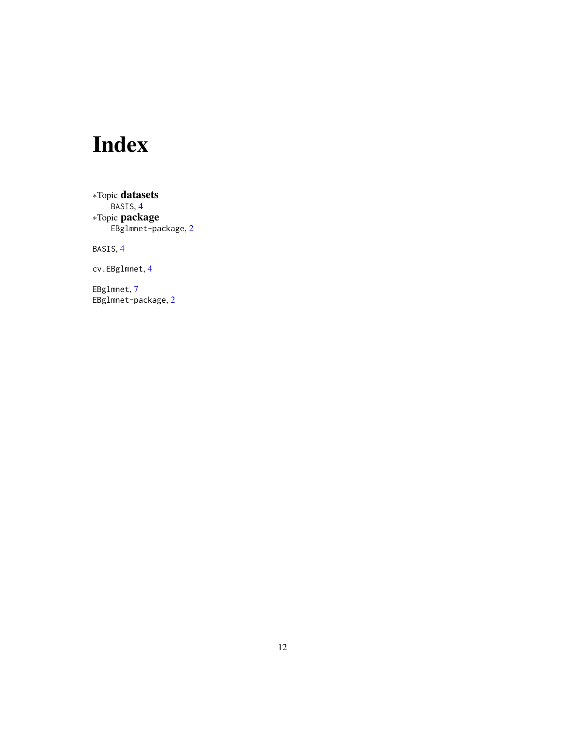# Index

*Topic **datasets**
  BASIS, 4
*Topic **package**
  EBglmnet-package, 2

BASIS, 4

cv.EBglmnet, 4

EBglmnet, 7
EBglmnet-package, 2